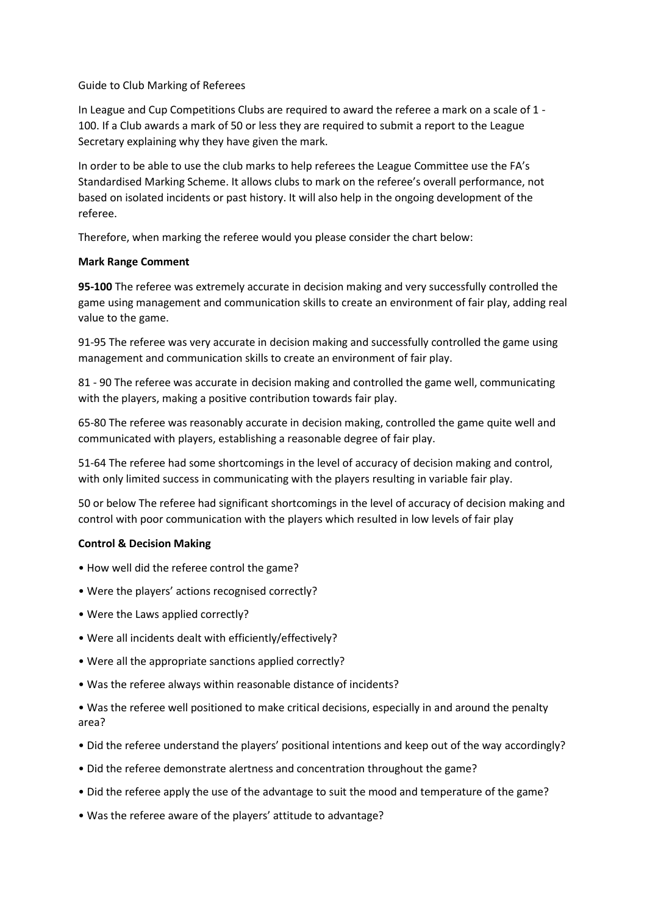Guide to Club Marking of Referees

In League and Cup Competitions Clubs are required to award the referee a mark on a scale of 1 - 100. If a Club awards a mark of 50 or less they are required to submit a report to the League Secretary explaining why they have given the mark.

In order to be able to use the club marks to help referees the League Committee use the FA's Standardised Marking Scheme. It allows clubs to mark on the referee's overall performance, not based on isolated incidents or past history. It will also help in the ongoing development of the referee.

Therefore, when marking the referee would you please consider the chart below:

**Mark Range Comment**

**95-100** The referee was extremely accurate in decision making and very successfully controlled the game using management and communication skills to create an environment of fair play, adding real value to the game.

91-95 The referee was very accurate in decision making and successfully controlled the game using management and communication skills to create an environment of fair play.

81 - 90 The referee was accurate in decision making and controlled the game well, communicating with the players, making a positive contribution towards fair play.

65-80 The referee was reasonably accurate in decision making, controlled the game quite well and communicated with players, establishing a reasonable degree of fair play.

51-64 The referee had some shortcomings in the level of accuracy of decision making and control, with only limited success in communicating with the players resulting in variable fair play.

50 or below The referee had significant shortcomings in the level of accuracy of decision making and control with poor communication with the players which resulted in low levels of fair play

**Control & Decision Making**

- How well did the referee control the game?
- Were the players' actions recognised correctly?
- Were the Laws applied correctly?
- Were all incidents dealt with efficiently/effectively?
- Were all the appropriate sanctions applied correctly?
- Was the referee always within reasonable distance of incidents?
- Was the referee well positioned to make critical decisions, especially in and around the penalty area?
- Did the referee understand the players' positional intentions and keep out of the way accordingly?
- Did the referee demonstrate alertness and concentration throughout the game?
- Did the referee apply the use of the advantage to suit the mood and temperature of the game?
- Was the referee aware of the players' attitude to advantage?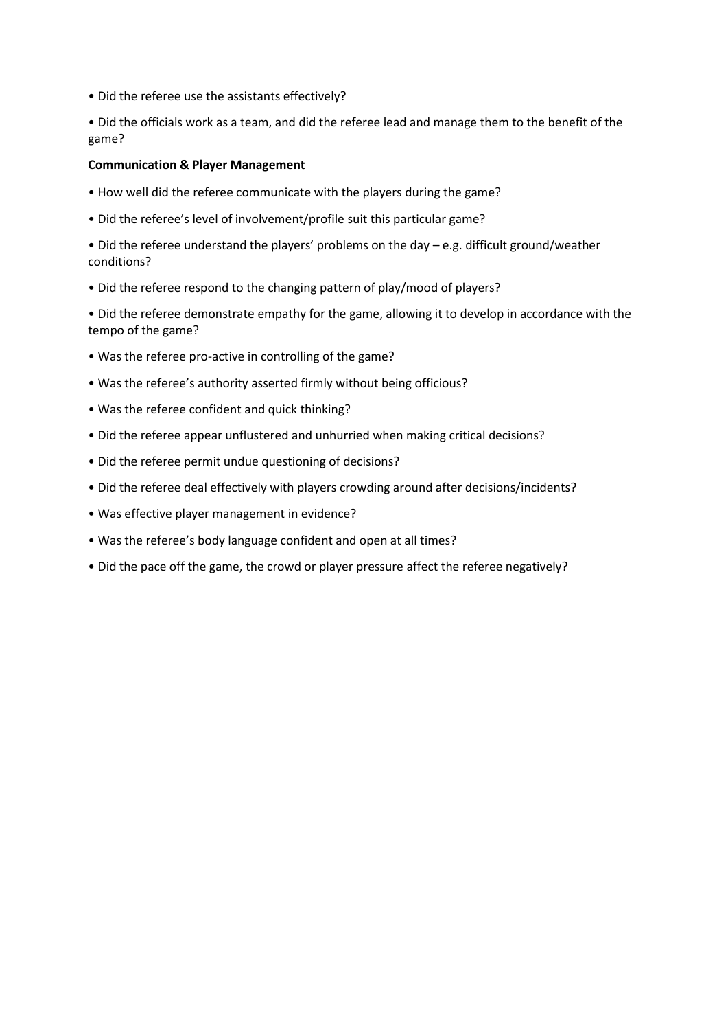- Did the referee use the assistants effectively?
- Did the officials work as a team, and did the referee lead and manage them to the benefit of the game?

**Communication & Player Management**

- How well did the referee communicate with the players during the game?
- Did the referee's level of involvement/profile suit this particular game?
- Did the referee understand the players' problems on the day – e.g. difficult ground/weather conditions?
- Did the referee respond to the changing pattern of play/mood of players?
- Did the referee demonstrate empathy for the game, allowing it to develop in accordance with the tempo of the game?
- Was the referee pro-active in controlling of the game?
- Was the referee's authority asserted firmly without being officious?
- Was the referee confident and quick thinking?
- Did the referee appear unflustered and unhurried when making critical decisions?
- Did the referee permit undue questioning of decisions?
- Did the referee deal effectively with players crowding around after decisions/incidents?
- Was effective player management in evidence?
- Was the referee's body language confident and open at all times?
- Did the pace off the game, the crowd or player pressure affect the referee negatively?